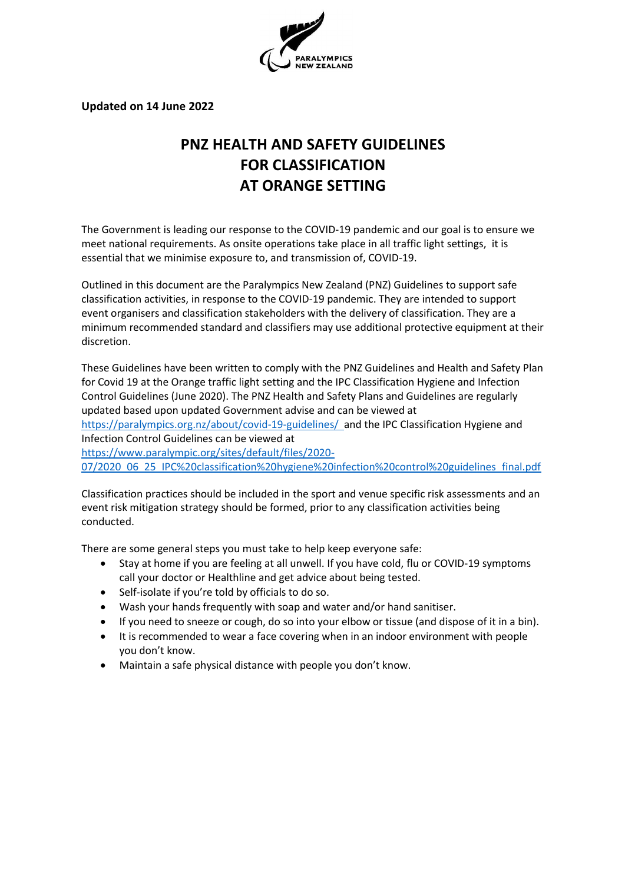**Updated on 14 June 2022**

# PNZ HEALTH AND SAFETY GUIDELINES FOR CLASSIFICATION AT ORANGE SETTING

The Government is leading our response to the COVID-19 pandemic and our goal is to ensure we meet national requirements. As onsite operations take place in all traffic light settings, it is essential that we minimise exposure to, and transmission of, COVID-19.

Outlined in this document are the Paralympics New Zealand (PNZ) Guidelines to support safe classification activities, in response to the COVID-19 pandemic. They are intended to support event organisers and classification stakeholders with the delivery of classification. They are a minimum recommended standard and classifiers may use additional protective equipment at their discretion.

These Guidelines have been written to comply with the PNZ Guidelines and Health and Safety Plan for Covid 19 at the Orange traffic light setting and the IPC Classification Hygiene and Infection Control Guidelines (June 2020). The PNZ Health and Safety Plans and Guidelines are regularly updated based upon updated Government advise and can be viewed at https://paralympics.org.nz/about/covid-19-guidelines/ and the IPC Classification Hygiene and Infection Control Guidelines can be viewed at https://www.paralympic.org/sites/default/files/2020-07/2020_06_25_IPC%20classification%20hygiene%20infection%20control%20guidelines_final.pdf

Classification practices should be included in the sport and venue specific risk assessments and an event risk mitigation strategy should be formed, prior to any classification activities being conducted.

There are some general steps you must take to help keep everyone safe:

- Stay at home if you are feeling at all unwell. If you have cold, flu or COVID-19 symptoms call your doctor or Healthline and get advice about being tested.
- Self-isolate if you're told by officials to do so.
- Wash your hands frequently with soap and water and/or hand sanitiser.
- If you need to sneeze or cough, do so into your elbow or tissue (and dispose of it in a bin).
- It is recommended to wear a face covering when in an indoor environment with people you don't know.
- Maintain a safe physical distance with people you don't know.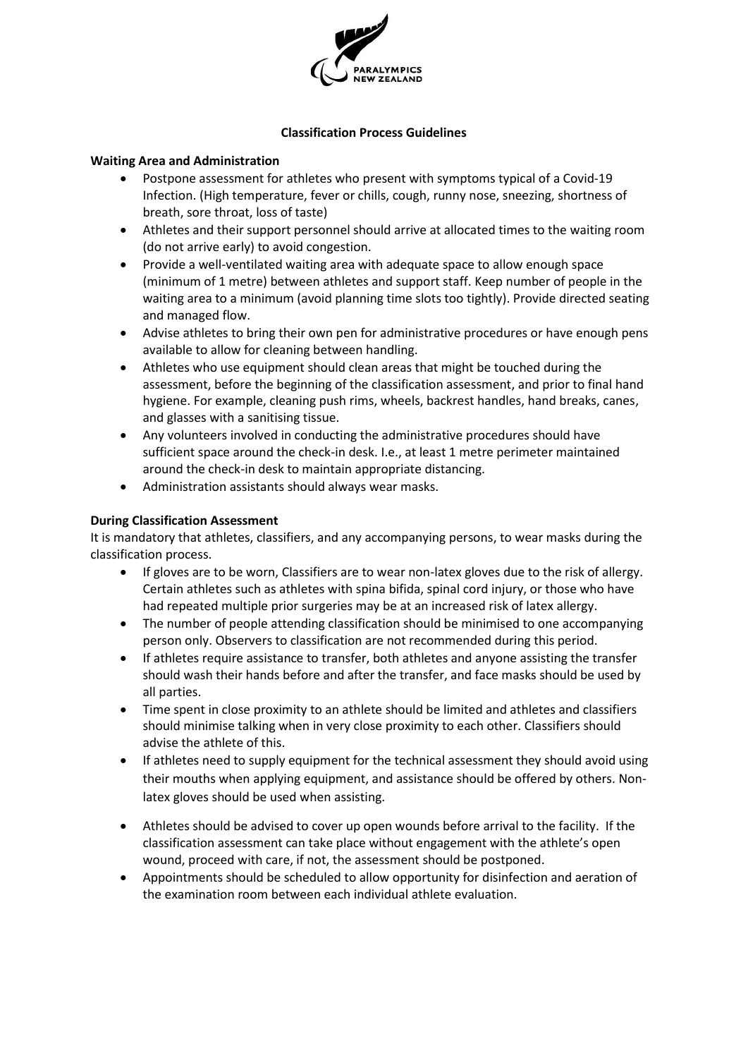## Classification Process Guidelines

### Waiting Area and Administration

- Postpone assessment for athletes who present with symptoms typical of a Covid-19 Infection. (High temperature, fever or chills, cough, runny nose, sneezing, shortness of breath, sore throat, loss of taste)
- Athletes and their support personnel should arrive at allocated times to the waiting room (do not arrive early) to avoid congestion.
- Provide a well-ventilated waiting area with adequate space to allow enough space (minimum of 1 metre) between athletes and support staff. Keep number of people in the waiting area to a minimum (avoid planning time slots too tightly). Provide directed seating and managed flow.
- Advise athletes to bring their own pen for administrative procedures or have enough pens available to allow for cleaning between handling.
- Athletes who use equipment should clean areas that might be touched during the assessment, before the beginning of the classification assessment, and prior to final hand hygiene. For example, cleaning push rims, wheels, backrest handles, hand breaks, canes, and glasses with a sanitising tissue.
- Any volunteers involved in conducting the administrative procedures should have sufficient space around the check-in desk. I.e., at least 1 metre perimeter maintained around the check-in desk to maintain appropriate distancing.
- Administration assistants should always wear masks.

### During Classification Assessment

It is mandatory that athletes, classifiers, and any accompanying persons, to wear masks during the classification process.

- If gloves are to be worn, Classifiers are to wear non-latex gloves due to the risk of allergy. Certain athletes such as athletes with spina bifida, spinal cord injury, or those who have had repeated multiple prior surgeries may be at an increased risk of latex allergy.
- The number of people attending classification should be minimised to one accompanying person only. Observers to classification are not recommended during this period.
- If athletes require assistance to transfer, both athletes and anyone assisting the transfer should wash their hands before and after the transfer, and face masks should be used by all parties.
- Time spent in close proximity to an athlete should be limited and athletes and classifiers should minimise talking when in very close proximity to each other. Classifiers should advise the athlete of this.
- If athletes need to supply equipment for the technical assessment they should avoid using their mouths when applying equipment, and assistance should be offered by others. Non-latex gloves should be used when assisting.
- Athletes should be advised to cover up open wounds before arrival to the facility. If the classification assessment can take place without engagement with the athlete's open wound, proceed with care, if not, the assessment should be postponed.
- Appointments should be scheduled to allow opportunity for disinfection and aeration of the examination room between each individual athlete evaluation.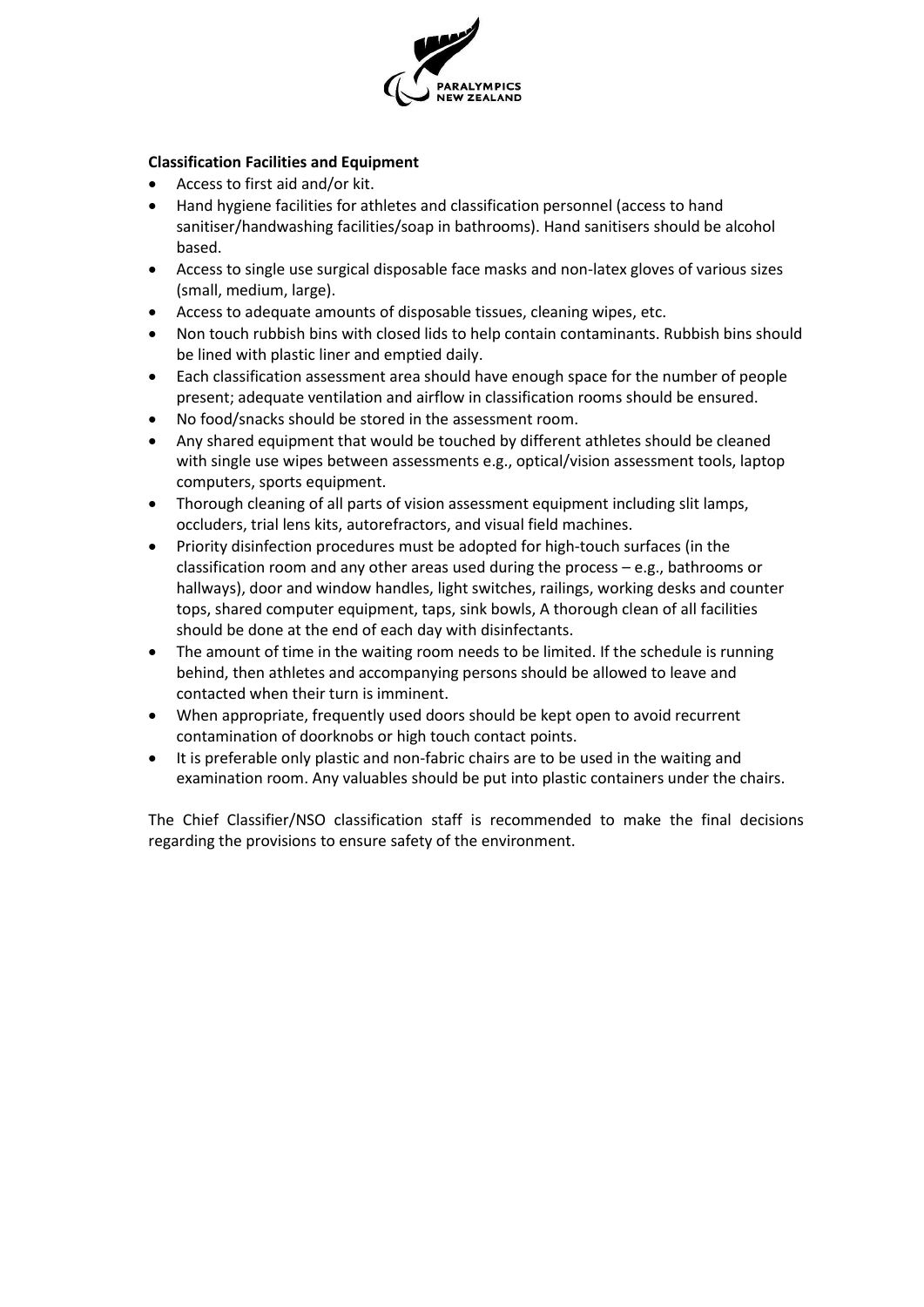**Classification Facilities and Equipment**

- Access to first aid and/or kit.
- Hand hygiene facilities for athletes and classification personnel (access to hand sanitiser/handwashing facilities/soap in bathrooms). Hand sanitisers should be alcohol based.
- Access to single use surgical disposable face masks and non-latex gloves of various sizes (small, medium, large).
- Access to adequate amounts of disposable tissues, cleaning wipes, etc.
- Non touch rubbish bins with closed lids to help contain contaminants. Rubbish bins should be lined with plastic liner and emptied daily.
- Each classification assessment area should have enough space for the number of people present; adequate ventilation and airflow in classification rooms should be ensured.
- No food/snacks should be stored in the assessment room.
- Any shared equipment that would be touched by different athletes should be cleaned with single use wipes between assessments e.g., optical/vision assessment tools, laptop computers, sports equipment.
- Thorough cleaning of all parts of vision assessment equipment including slit lamps, occluders, trial lens kits, autorefractors, and visual field machines.
- Priority disinfection procedures must be adopted for high-touch surfaces (in the classification room and any other areas used during the process – e.g., bathrooms or hallways), door and window handles, light switches, railings, working desks and counter tops, shared computer equipment, taps, sink bowls, A thorough clean of all facilities should be done at the end of each day with disinfectants.
- The amount of time in the waiting room needs to be limited. If the schedule is running behind, then athletes and accompanying persons should be allowed to leave and contacted when their turn is imminent.
- When appropriate, frequently used doors should be kept open to avoid recurrent contamination of doorknobs or high touch contact points.
- It is preferable only plastic and non-fabric chairs are to be used in the waiting and examination room. Any valuables should be put into plastic containers under the chairs.

The Chief Classifier/NSO classification staff is recommended to make the final decisions regarding the provisions to ensure safety of the environment.